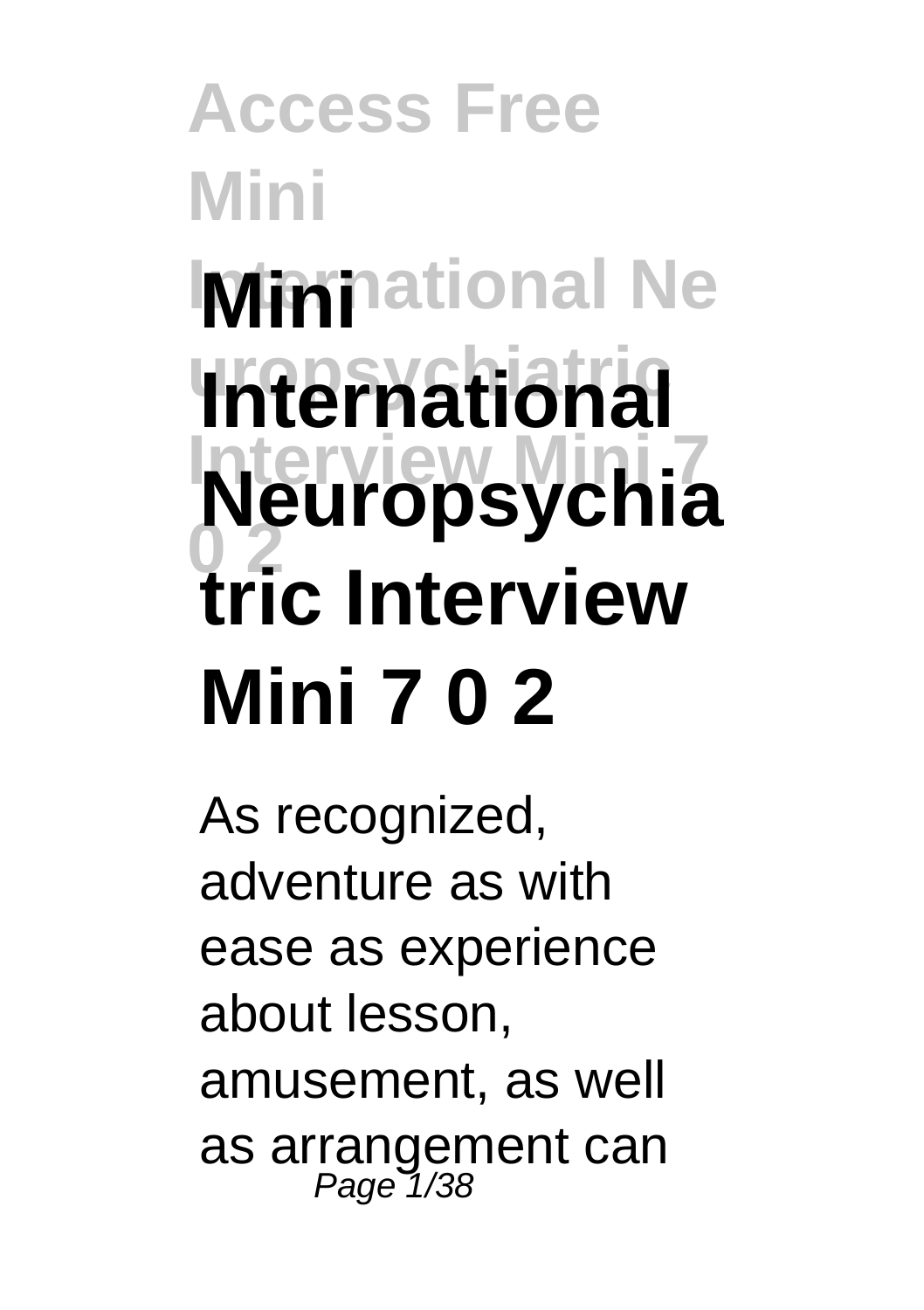# Mini International Neuropsychiatric Interview Mini 7 0 2

As recognized, adventure as with ease as experience about lesson, amusement, as well as arrangement can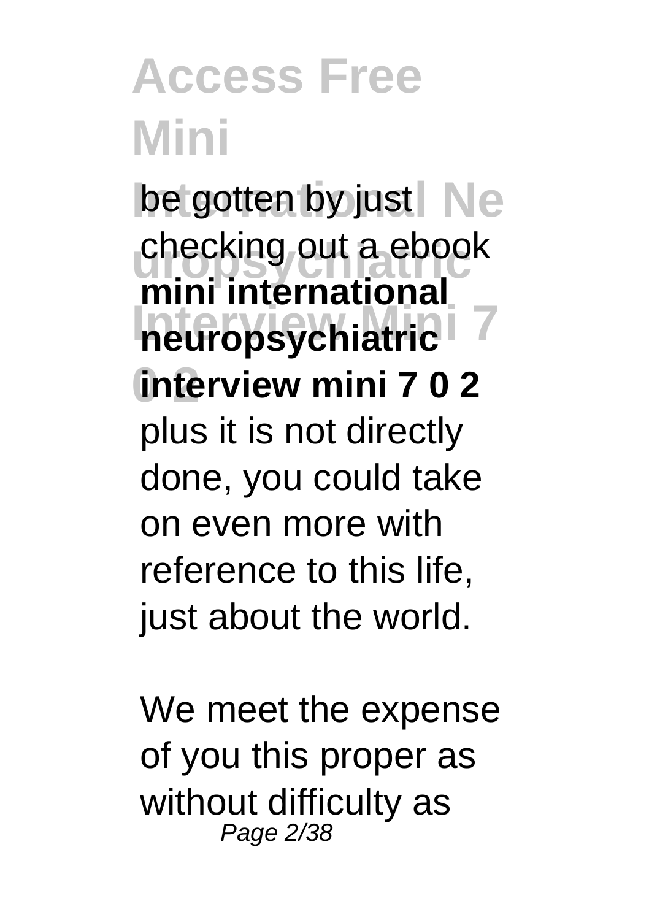be gotten by just checking out a ebook **mini international neuropsychiatric interview mini 7 0 2** plus it is not directly done, you could take on even more with reference to this life, just about the world.

We meet the expense of you this proper as without difficulty as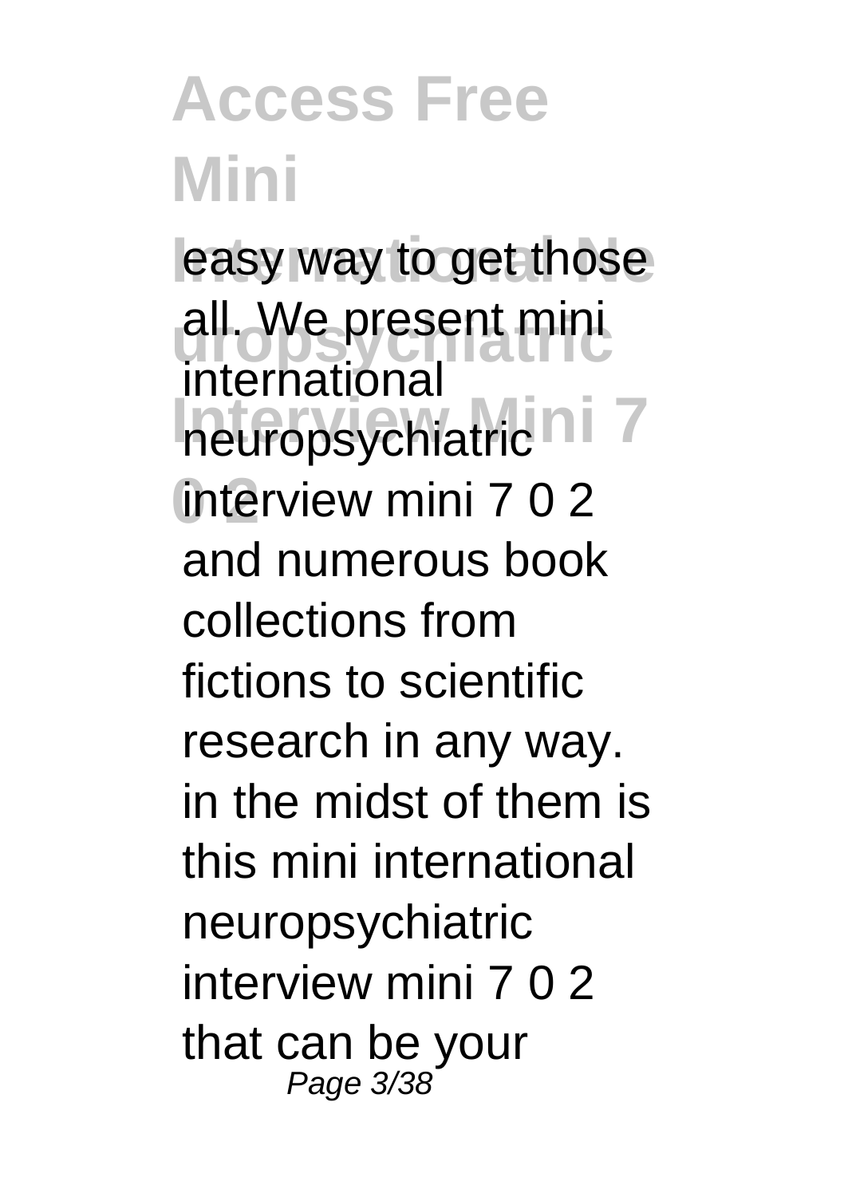easy way to get those all. We present mini international neuropsychiatric interview mini 7 0 2 and numerous book collections from fictions to scientific research in any way. in the midst of them is this mini international neuropsychiatric interview mini 7 0 2 that can be your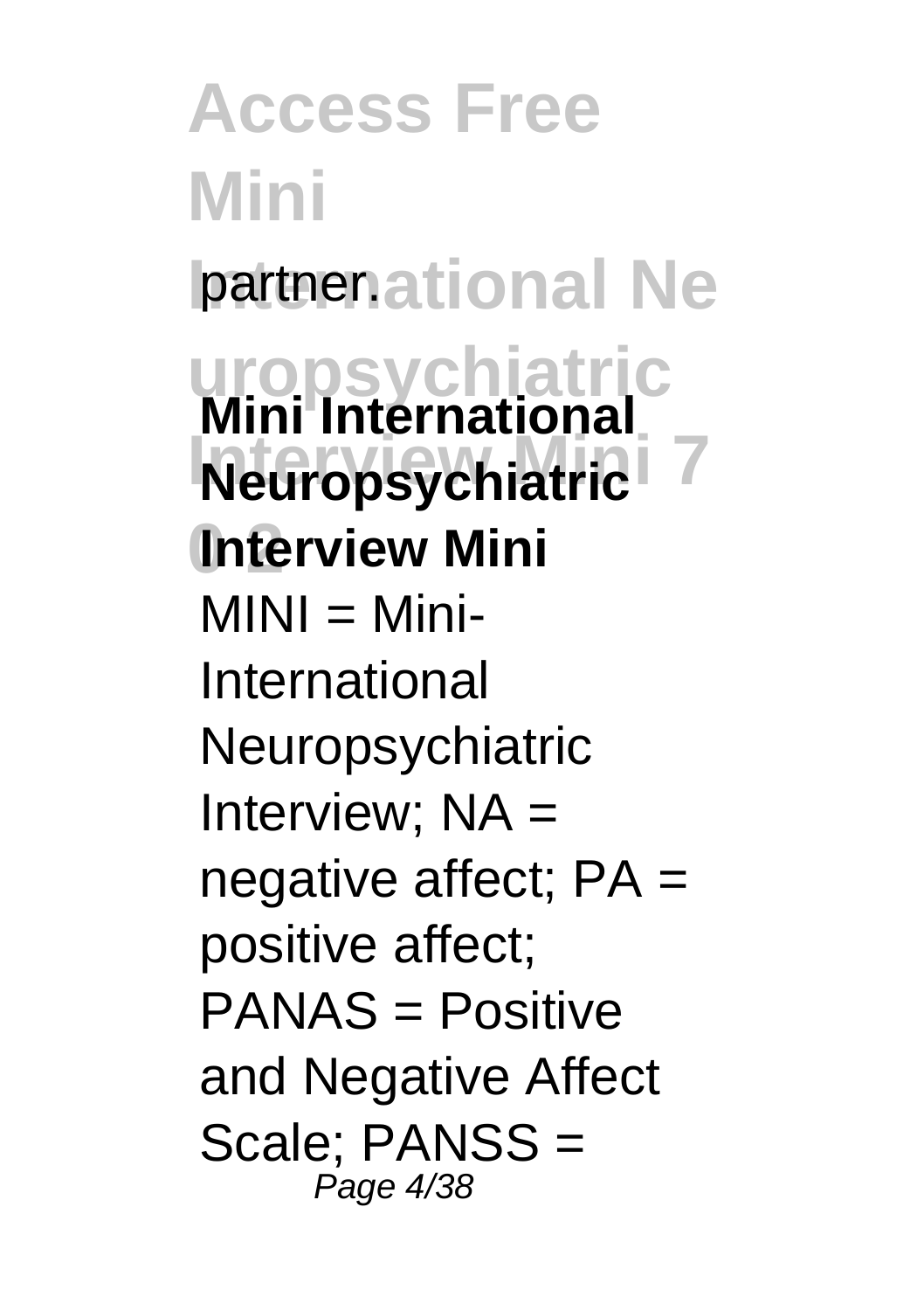partner.

**Mini International Neuropsychiatric Interview Mini**

MINI = Mini-International Neuropsychiatric Interview; NA = negative affect; PA = positive affect; PANAS = Positive and Negative Affect Scale; PANSS =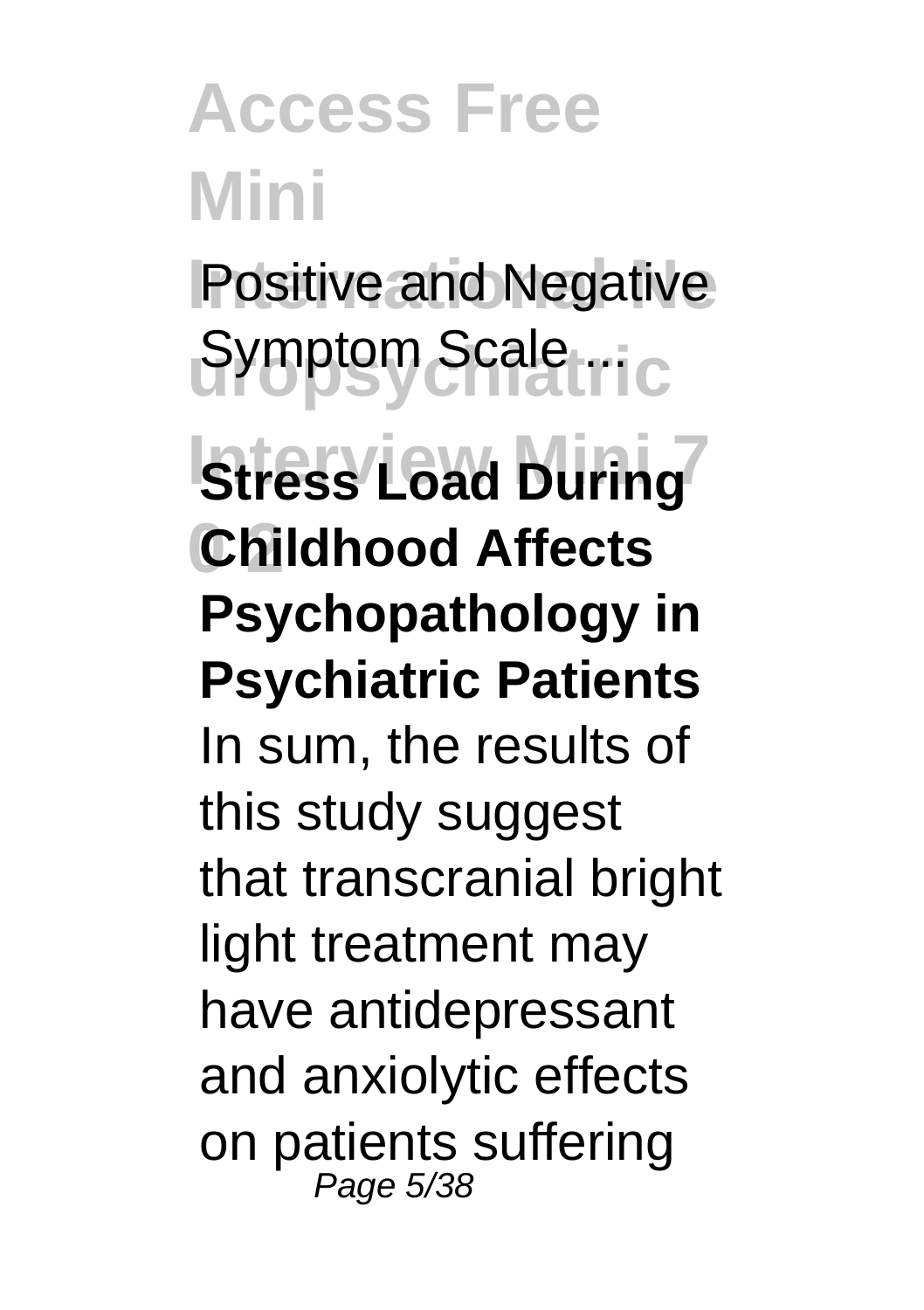Positive and Negative Symptom Scale ...

**Stress Load During Childhood Affects Psychopathology in Psychiatric Patients**

In sum, the results of this study suggest that transcranial bright light treatment may have antidepressant and anxiolytic effects on patients suffering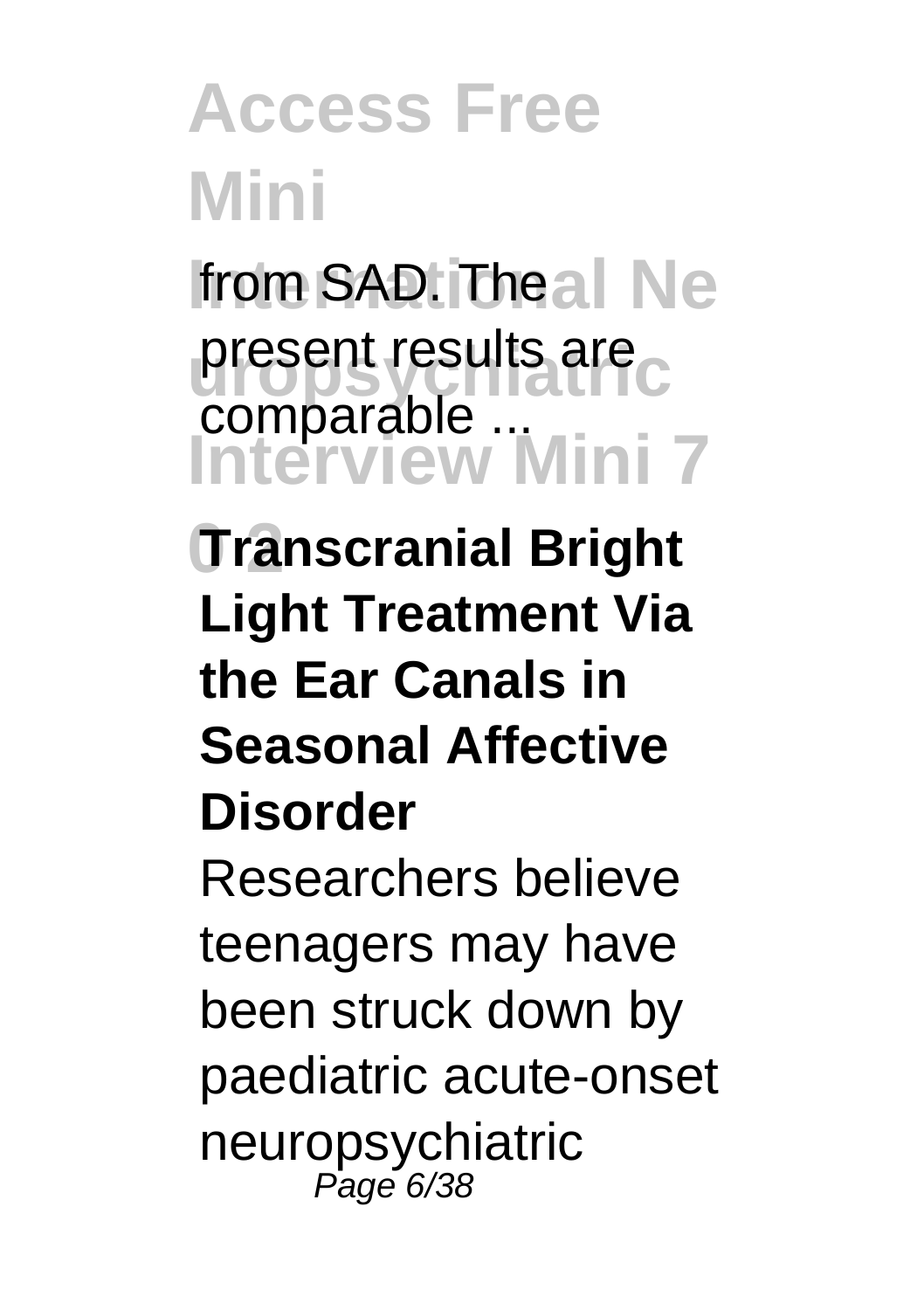from SAD. The present results are comparable ...

**Transcranial Bright Light Treatment Via the Ear Canals in Seasonal Affective Disorder**

Researchers believe teenagers may have been struck down by paediatric acute-onset neuropsychiatric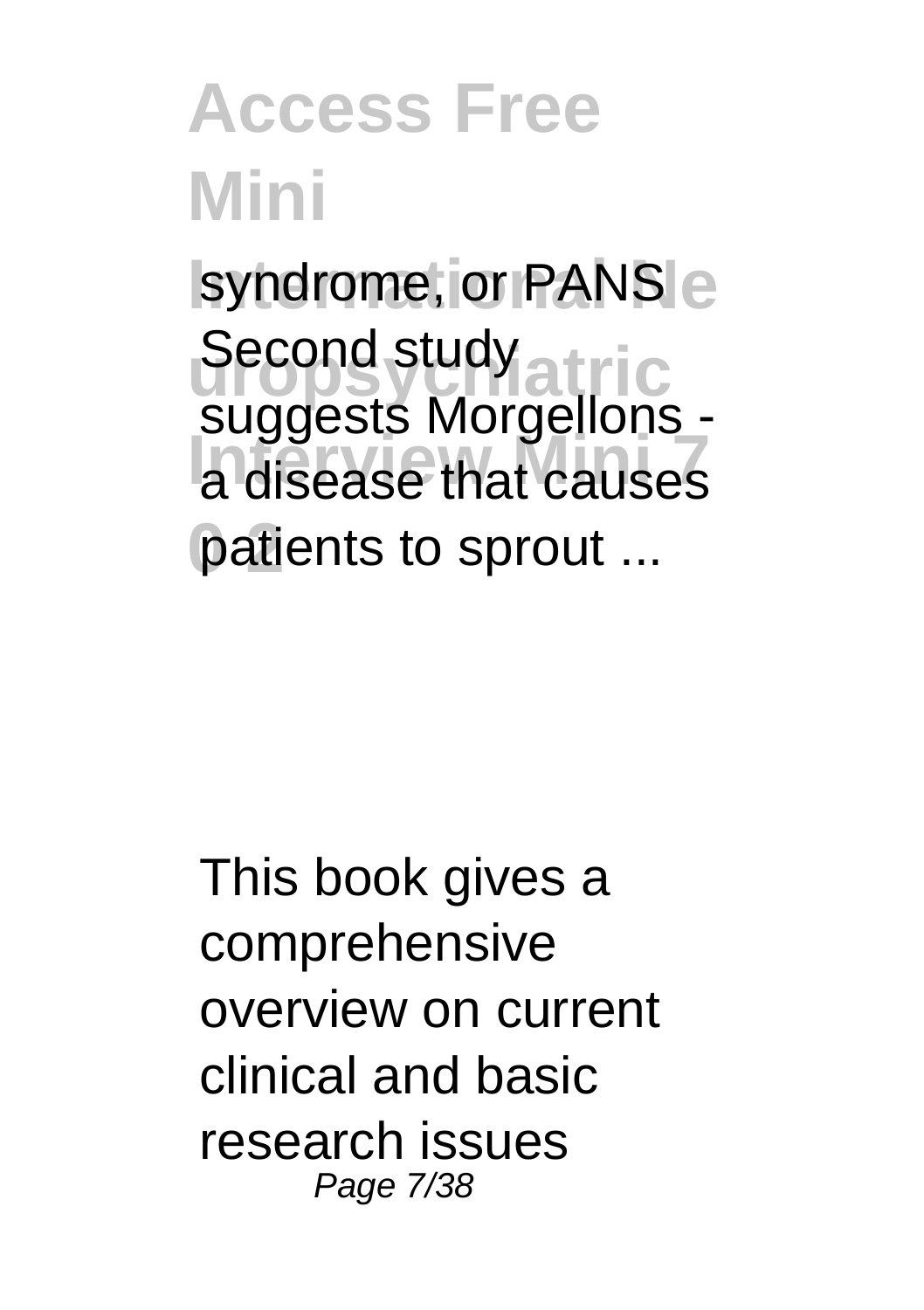syndrome, or PANS

Second study suggests Morgellons - a disease that causes patients to sprout ...

This book gives a comprehensive overview on current clinical and basic research issues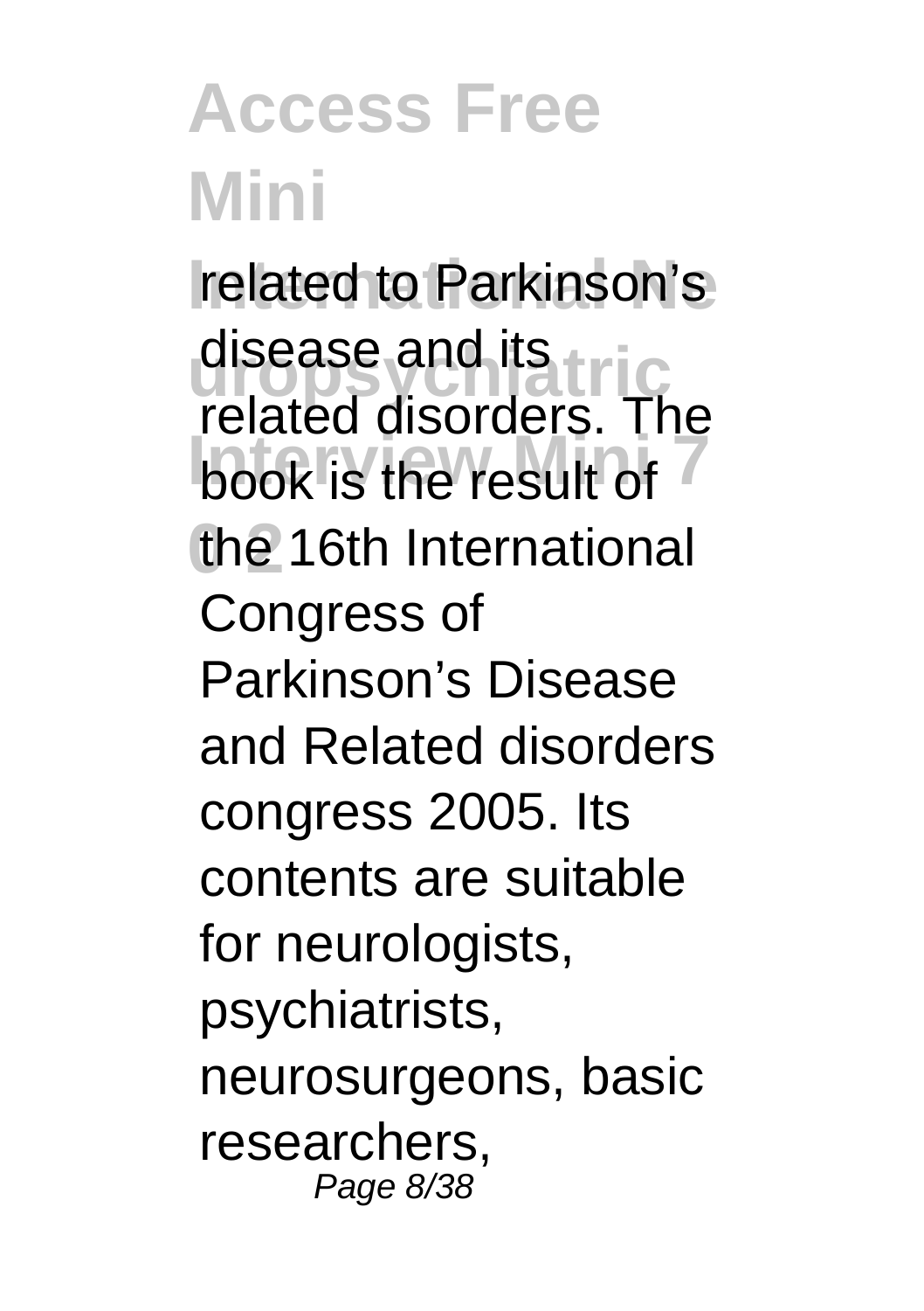related to Parkinson’s disease and its related disorders. The book is the result of the 16th International Congress of Parkinson’s Disease and Related disorders congress 2005. Its contents are suitable for neurologists, psychiatrists, neurosurgeons, basic researchers,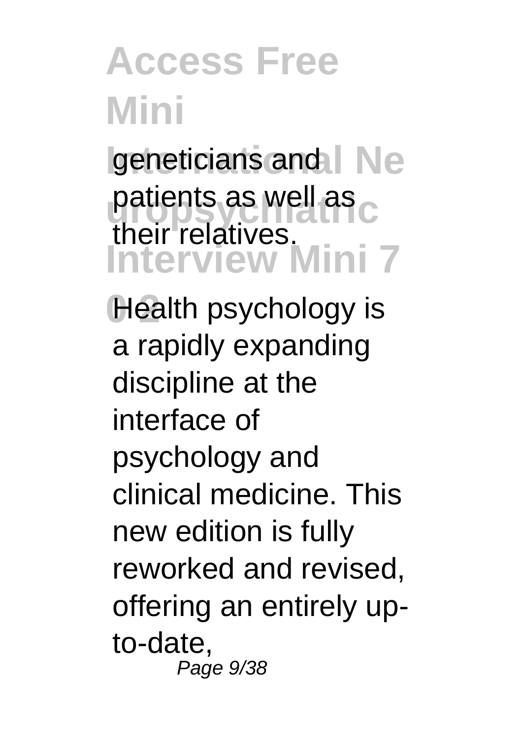geneticians and patients as well as their relatives.

Health psychology is a rapidly expanding discipline at the interface of psychology and clinical medicine. This new edition is fully reworked and revised, offering an entirely up-to-date,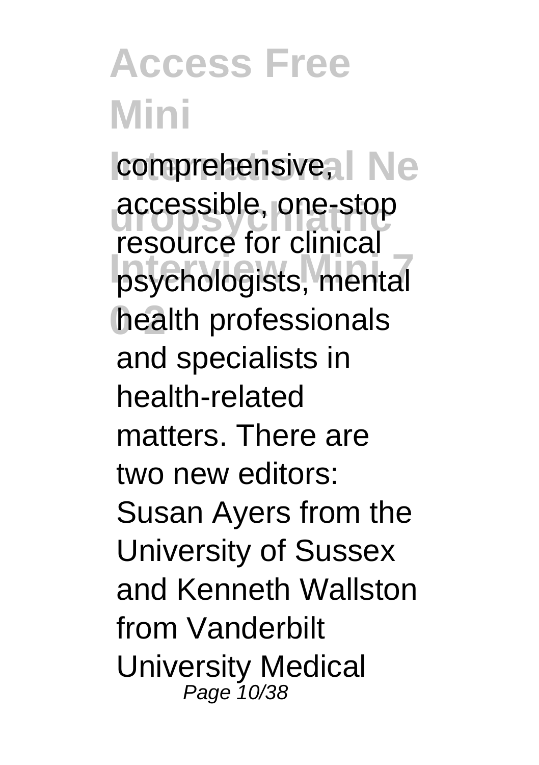comprehensive, accessible, one-stop resource for clinical psychologists, mental health professionals and specialists in health-related matters. There are two new editors: Susan Ayers from the University of Sussex and Kenneth Wallston from Vanderbilt University Medical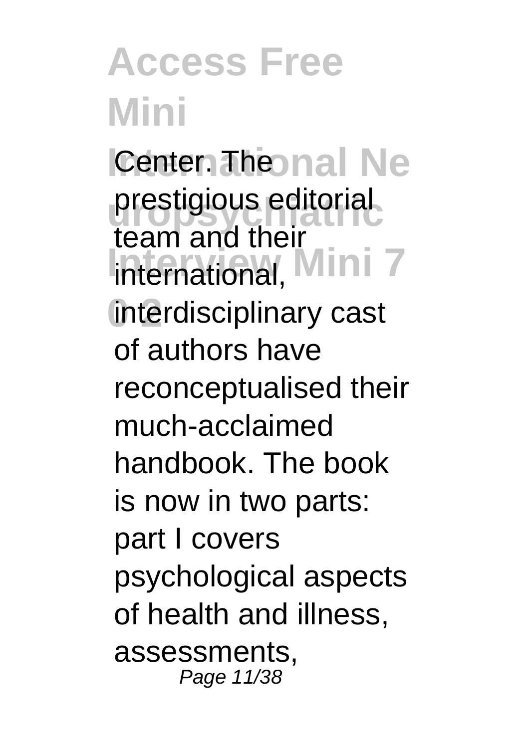Center. The prestigious editorial team and their international, interdisciplinary cast of authors have reconceptualised their much-acclaimed handbook. The book is now in two parts: part I covers psychological aspects of health and illness, assessments,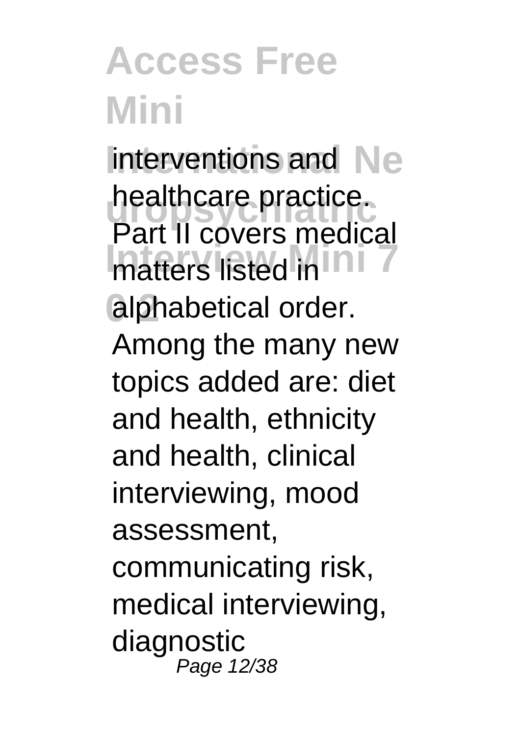interventions and healthcare practice. Part II covers medical matters listed in alphabetical order. Among the many new topics added are: diet and health, ethnicity and health, clinical interviewing, mood assessment, communicating risk, medical interviewing, diagnostic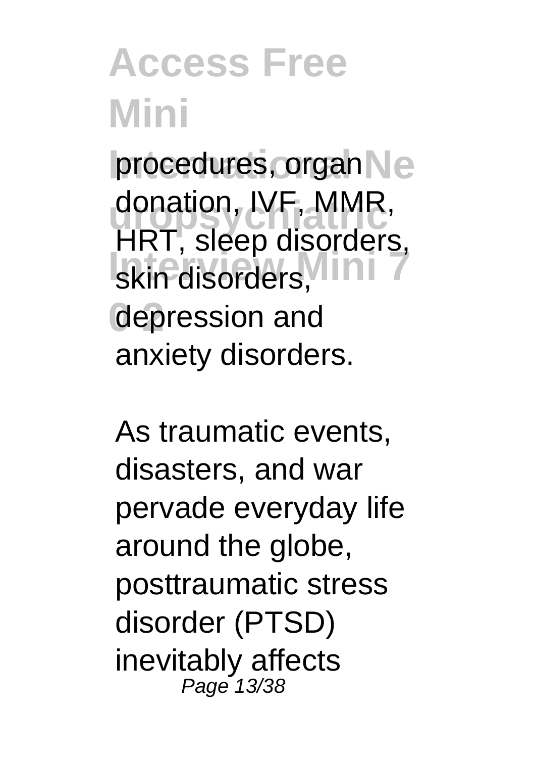procedures, organ donation, IVF, MMR, HRT, sleep disorders, skin disorders, depression and anxiety disorders.

As traumatic events, disasters, and war pervade everyday life around the globe, posttraumatic stress disorder (PTSD) inevitably affects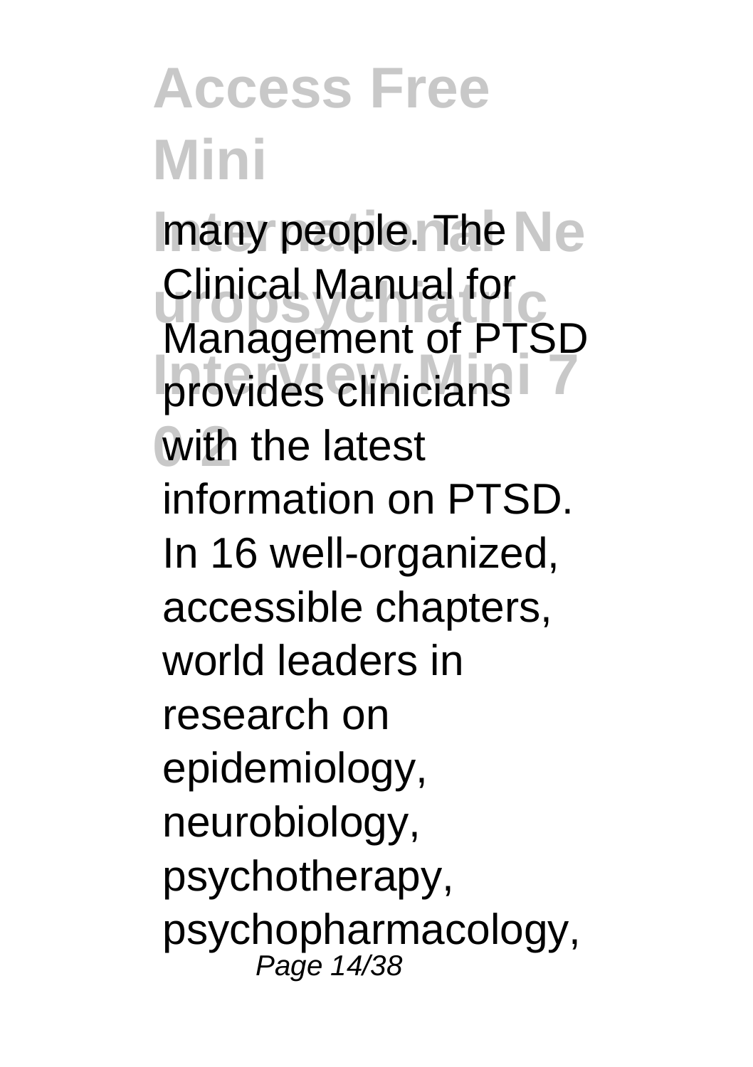many people. The Clinical Manual for Management of PTSD provides clinicians with the latest information on PTSD. In 16 well-organized, accessible chapters, world leaders in research on epidemiology, neurobiology, psychotherapy, psychopharmacology,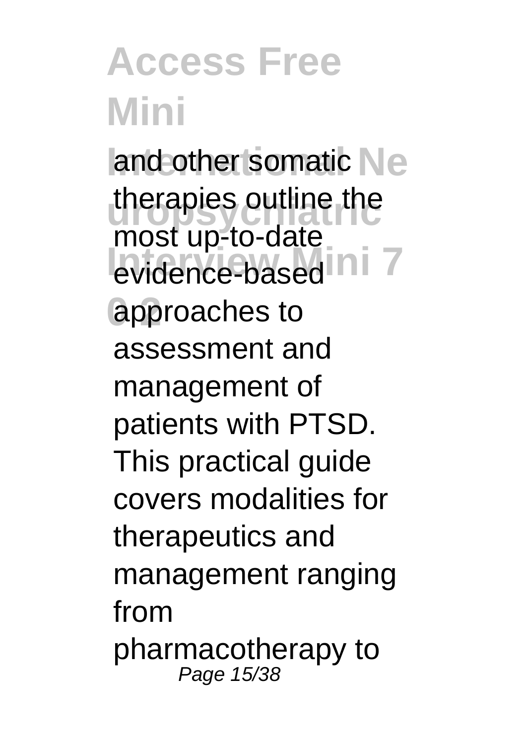and other somatic therapies outline the most up-to-date evidence-based approaches to assessment and management of patients with PTSD. This practical guide covers modalities for therapeutics and management ranging from pharmacotherapy to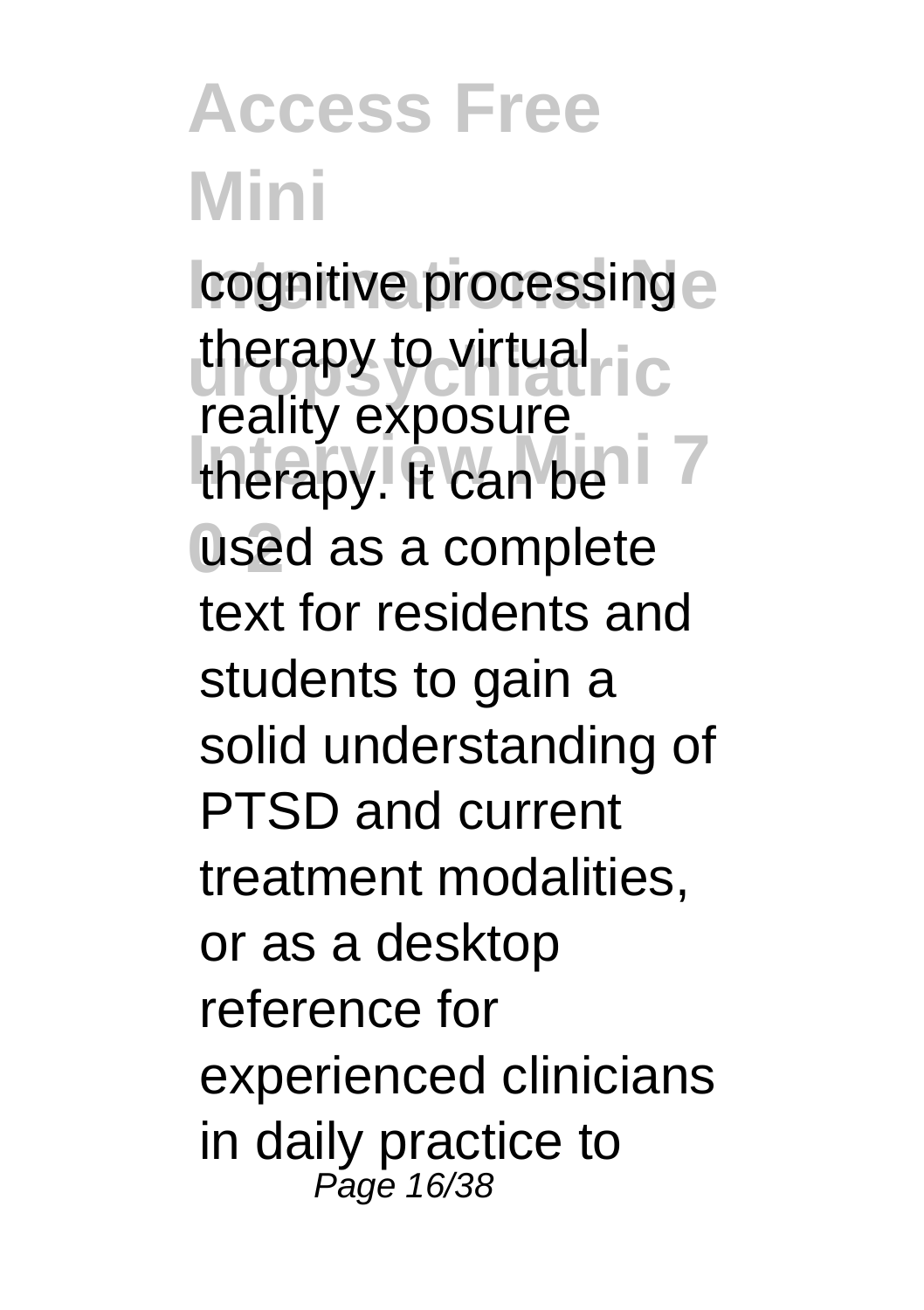cognitive processing therapy to virtual reality exposure therapy. It can be used as a complete text for residents and students to gain a solid understanding of PTSD and current treatment modalities, or as a desktop reference for experienced clinicians in daily practice to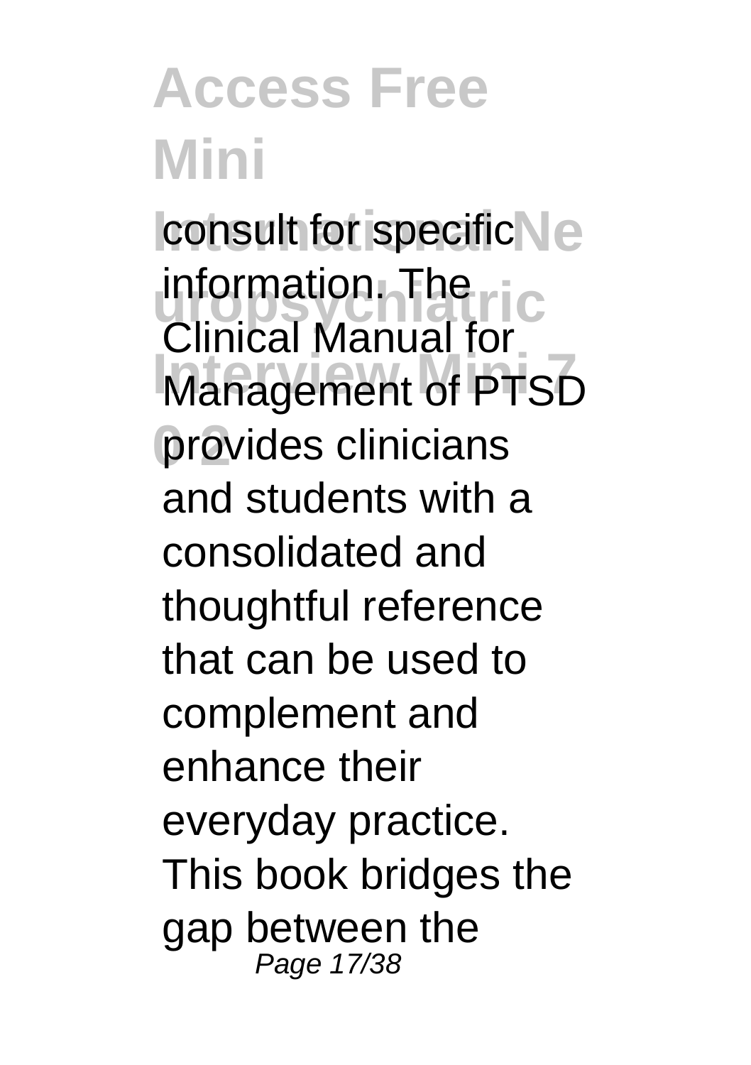consult for specific information. The Clinical Manual for Management of PTSD provides clinicians and students with a consolidated and thoughtful reference that can be used to complement and enhance their everyday practice. This book bridges the gap between the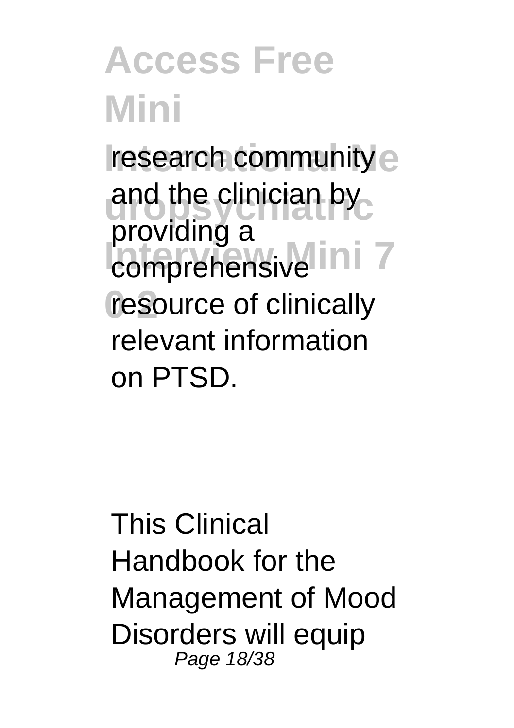research community and the clinician by providing a comprehensive resource of clinically relevant information on PTSD.

This Clinical Handbook for the Management of Mood Disorders will equip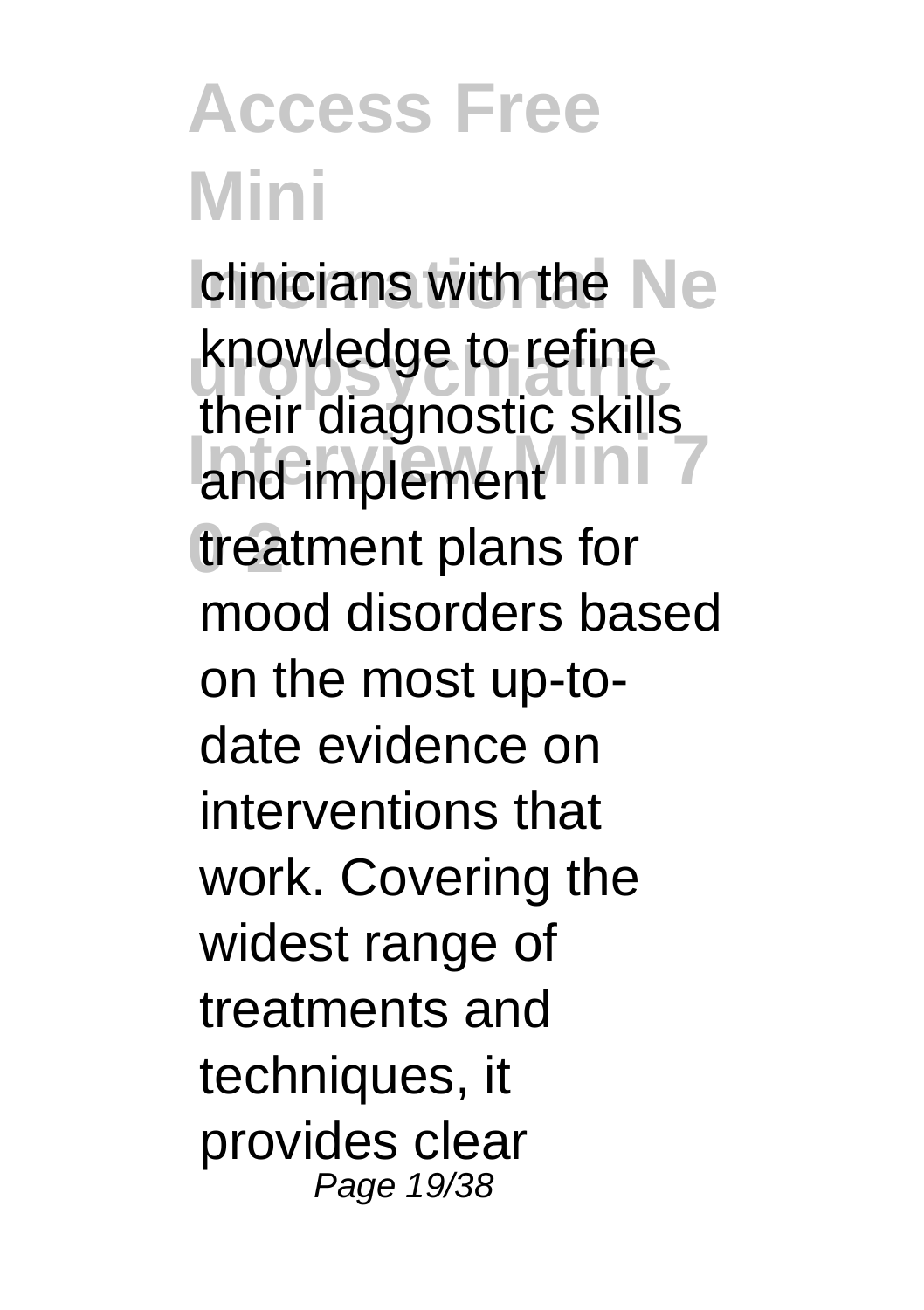clinicians with the knowledge to refine their diagnostic skills and implement treatment plans for mood disorders based on the most up-to-date evidence on interventions that work. Covering the widest range of treatments and techniques, it provides clear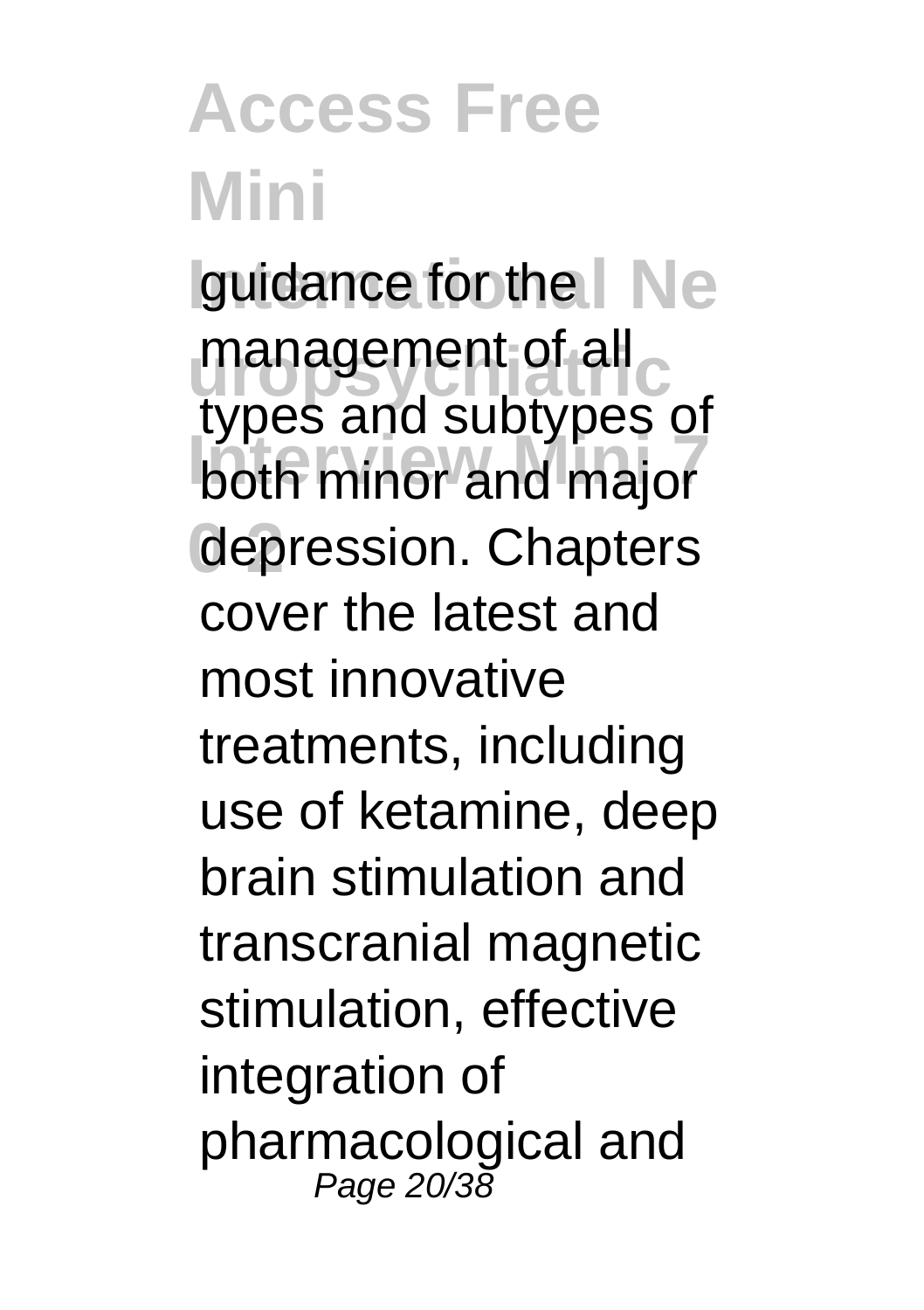guidance for the management of all types and subtypes of both minor and major depression. Chapters cover the latest and most innovative treatments, including use of ketamine, deep brain stimulation and transcranial magnetic stimulation, effective integration of pharmacological and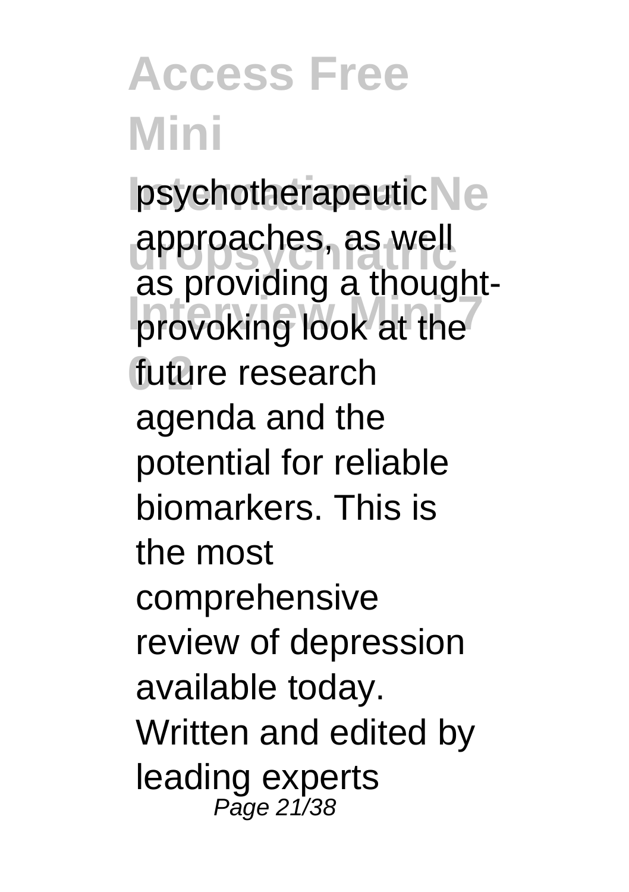psychotherapeutic approaches, as well as providing a thought-provoking look at the future research agenda and the potential for reliable biomarkers. This is the most comprehensive review of depression available today. Written and edited by leading experts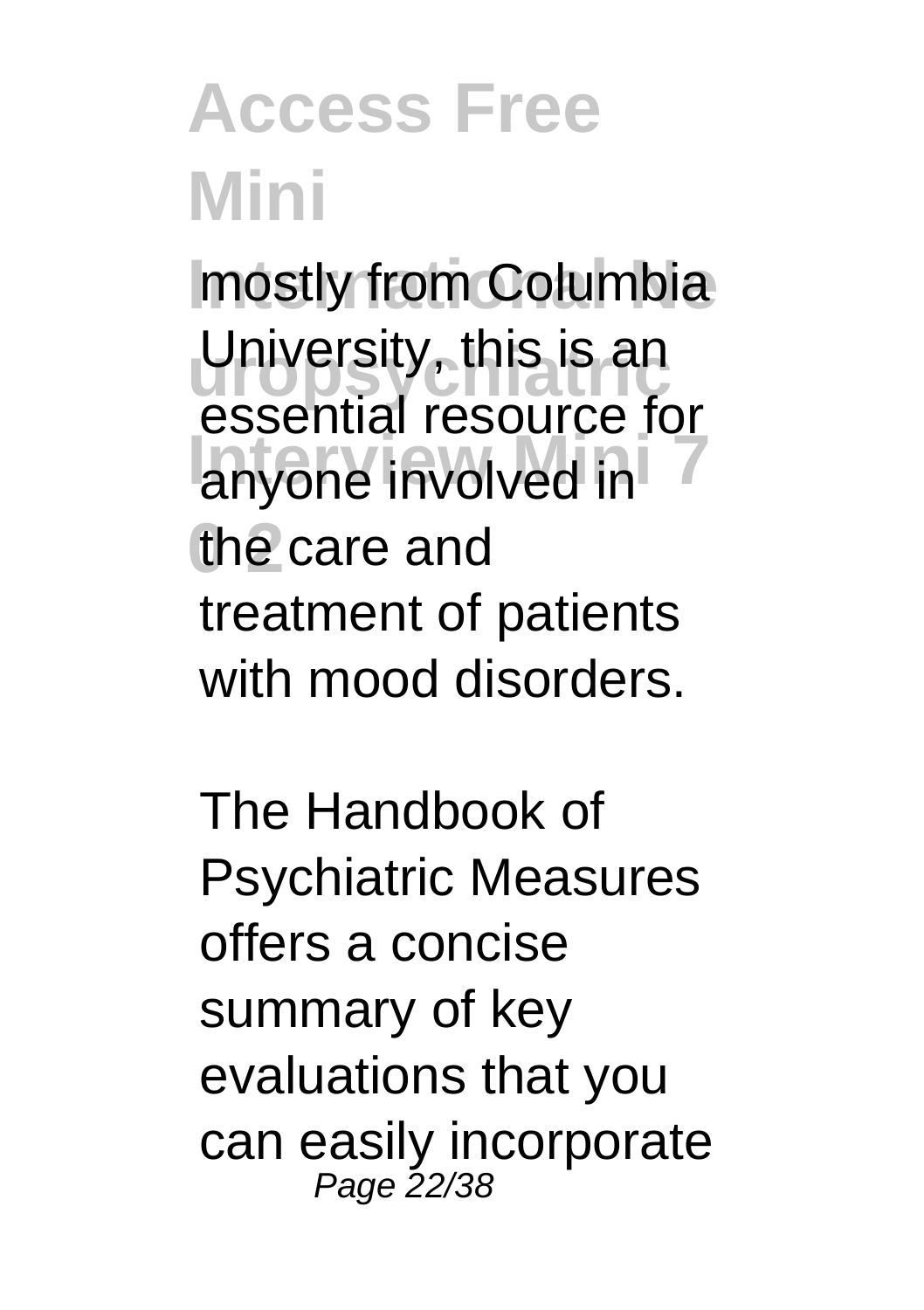mostly from Columbia University, this is an essential resource for anyone involved in the care and treatment of patients with mood disorders.

The Handbook of Psychiatric Measures offers a concise summary of key evaluations that you can easily incorporate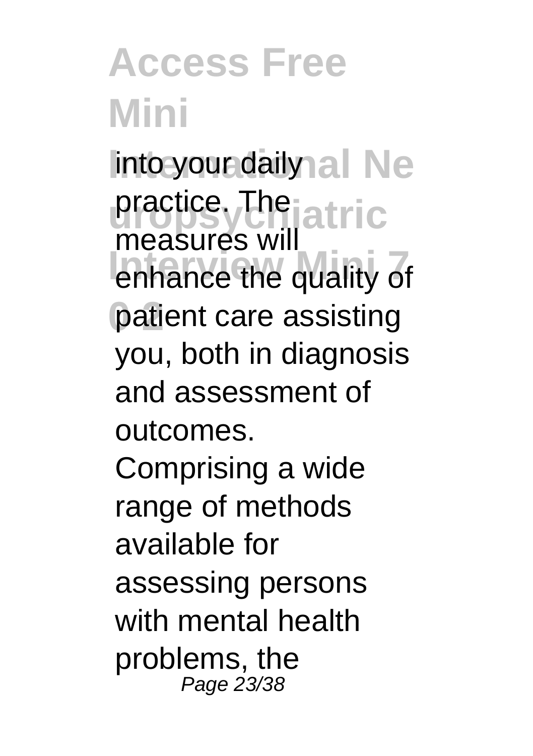into your daily practice. The measures will enhance the quality of patient care assisting you, both in diagnosis and assessment of outcomes. Comprising a wide range of methods available for assessing persons with mental health problems, the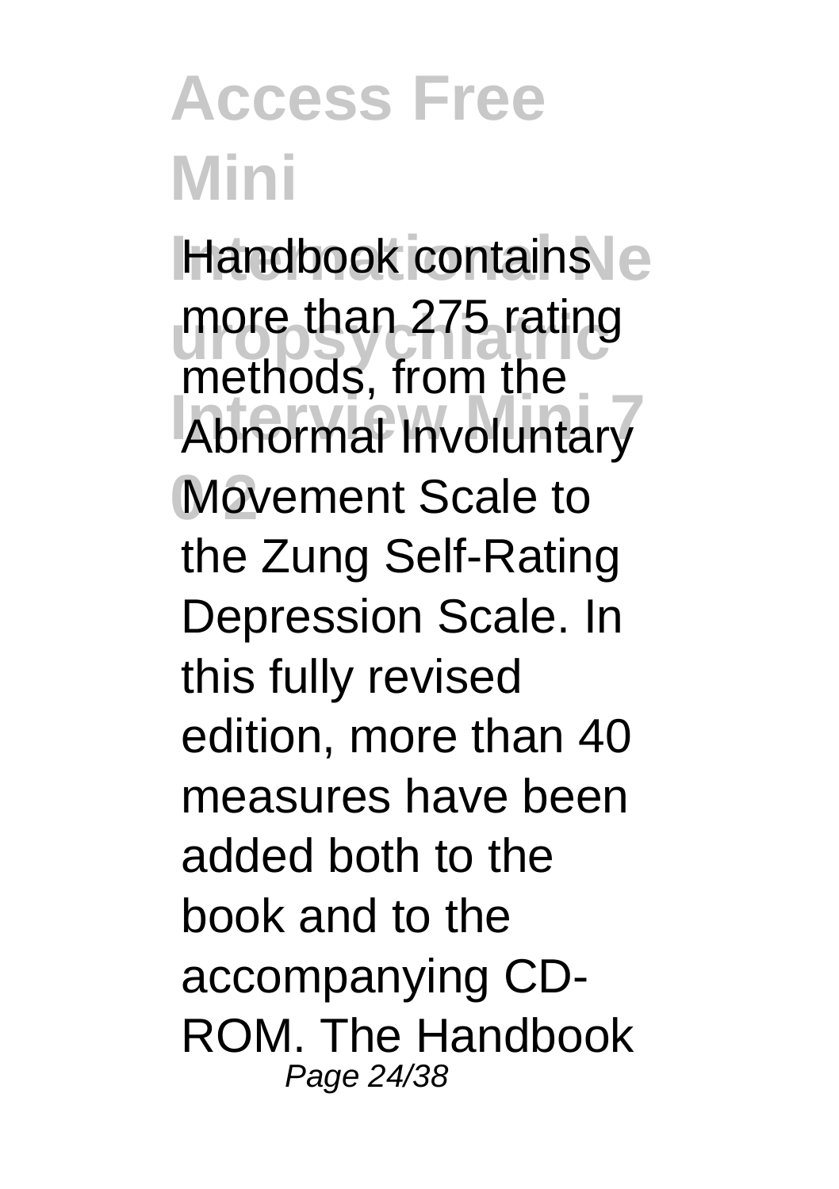# Access Free Mini International Neuropsychiatric Interview Mini 7 0 2

Handbook contains more than 275 rating methods, from the Abnormal Involuntary Movement Scale to the Zung Self-Rating Depression Scale. In this fully revised edition, more than 40 measures have been added both to the book and to the accompanying CD-ROM. The Handbook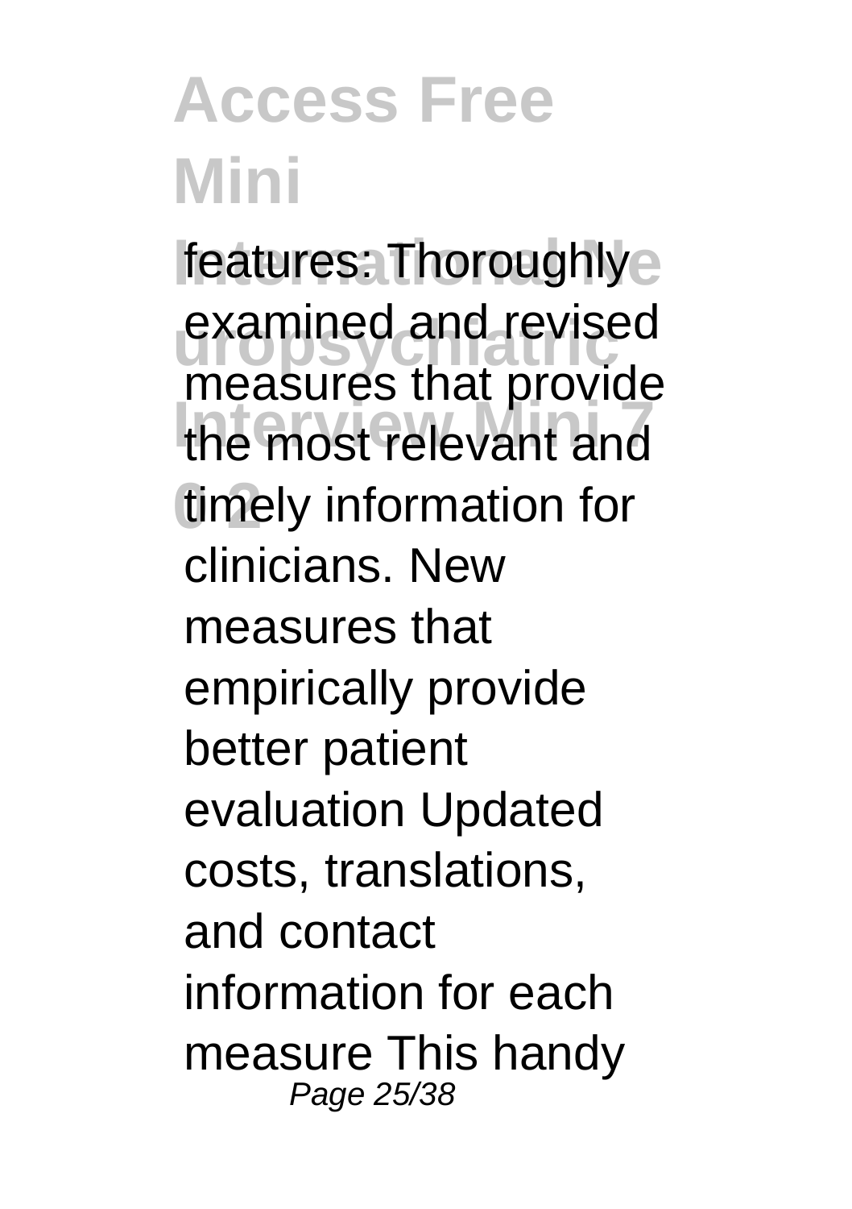features: Thoroughly examined and revised measures that provide the most relevant and timely information for clinicians. New measures that empirically provide better patient evaluation Updated costs, translations, and contact information for each measure This handy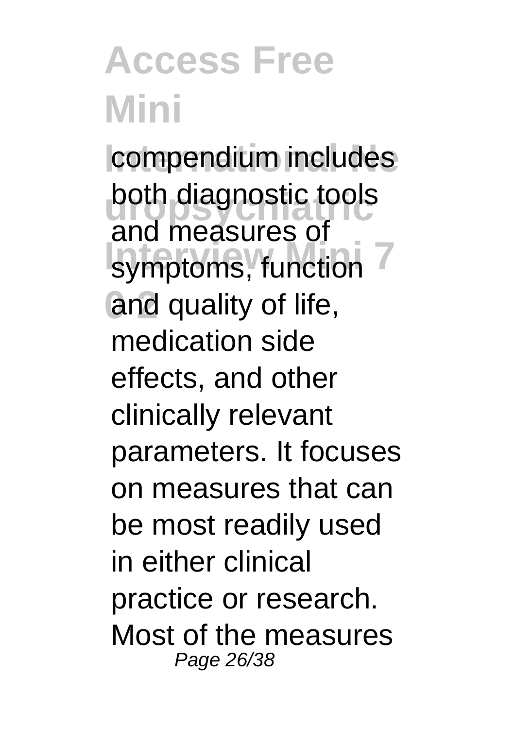compendium includes both diagnostic tools and measures of symptoms, function and quality of life, medication side effects, and other clinically relevant parameters. It focuses on measures that can be most readily used in either clinical practice or research. Most of the measures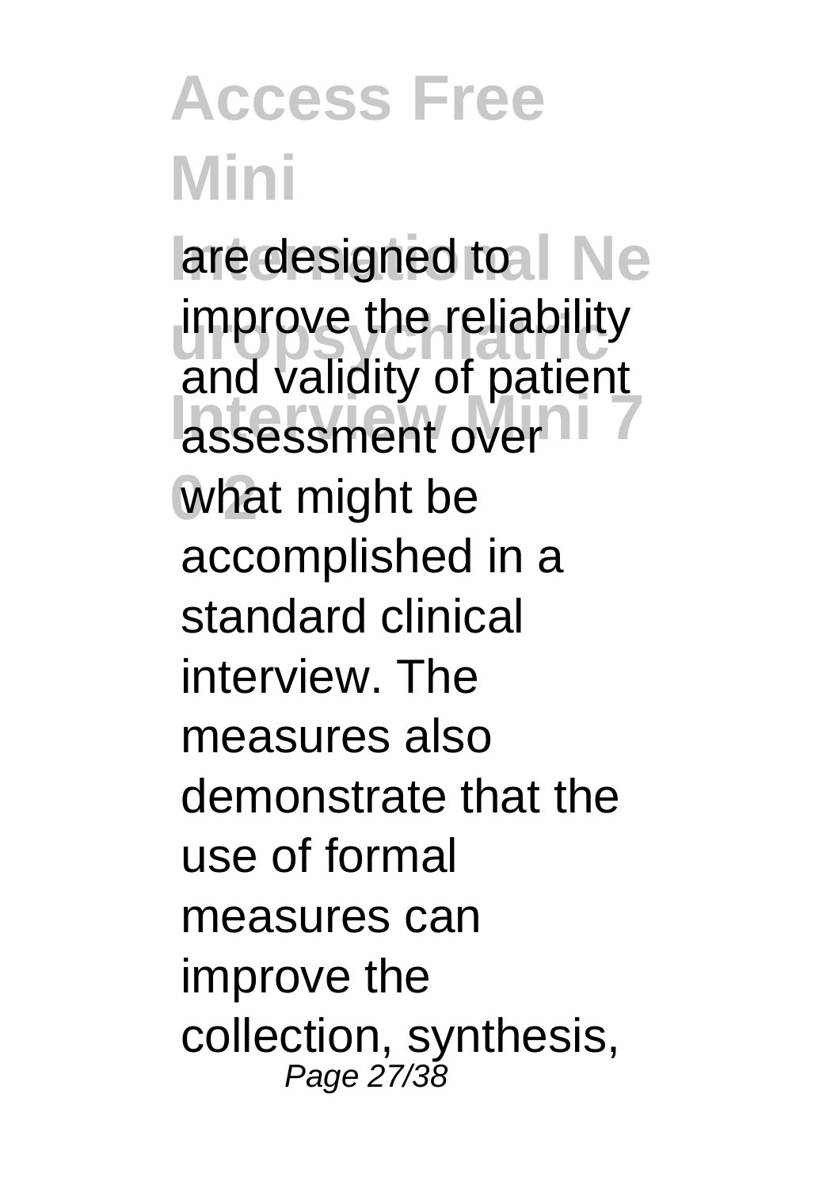are designed to improve the reliability and validity of patient assessment over what might be accomplished in a standard clinical interview. The measures also demonstrate that the use of formal measures can improve the collection, synthesis,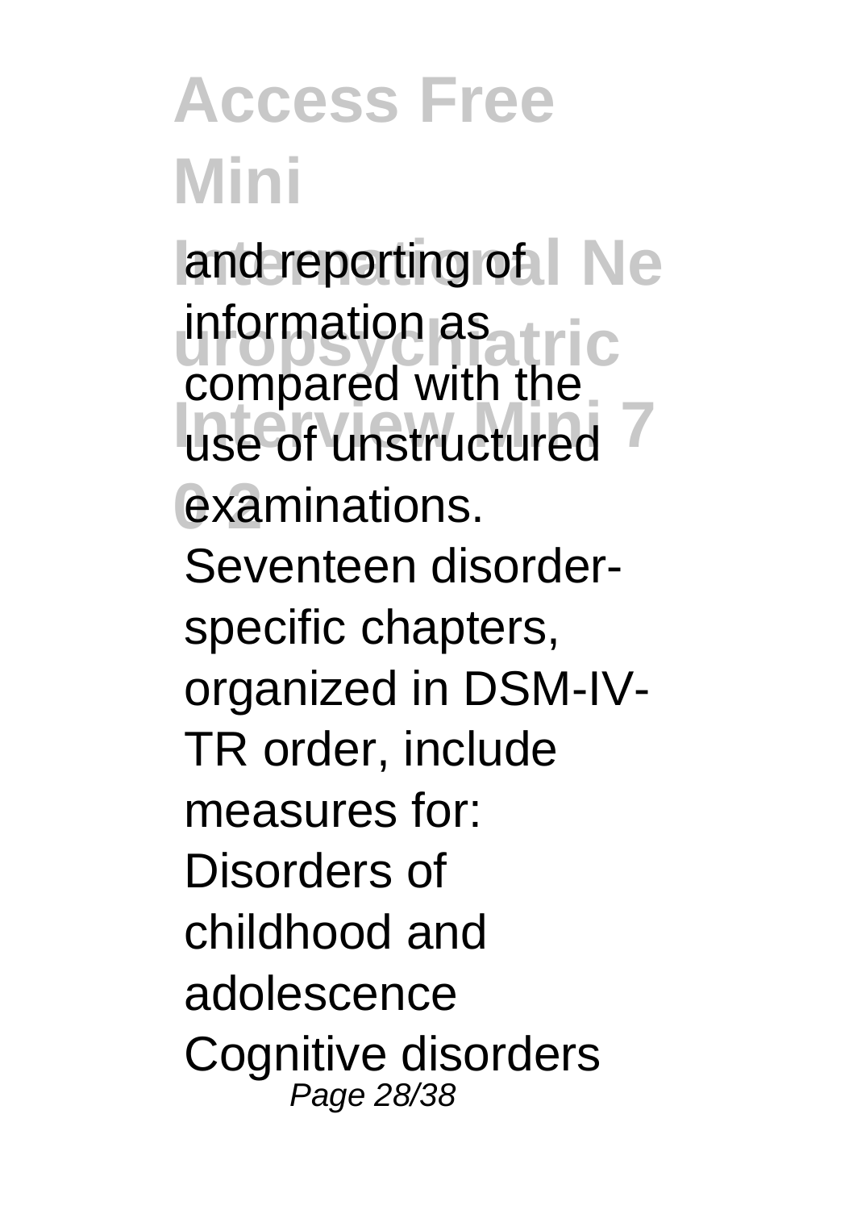and reporting of information as compared with the use of unstructured examinations. Seventeen disorder-specific chapters, organized in DSM-IV-TR order, include measures for: Disorders of childhood and adolescence Cognitive disorders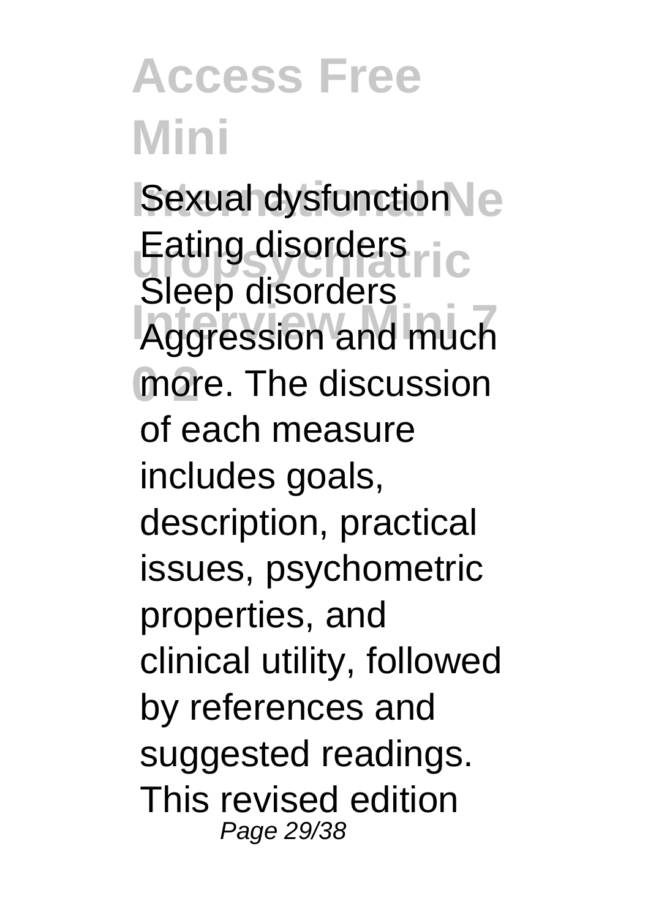Sexual dysfunction Eating disorders Sleep disorders Aggression and much more. The discussion of each measure includes goals, description, practical issues, psychometric properties, and clinical utility, followed by references and suggested readings. This revised edition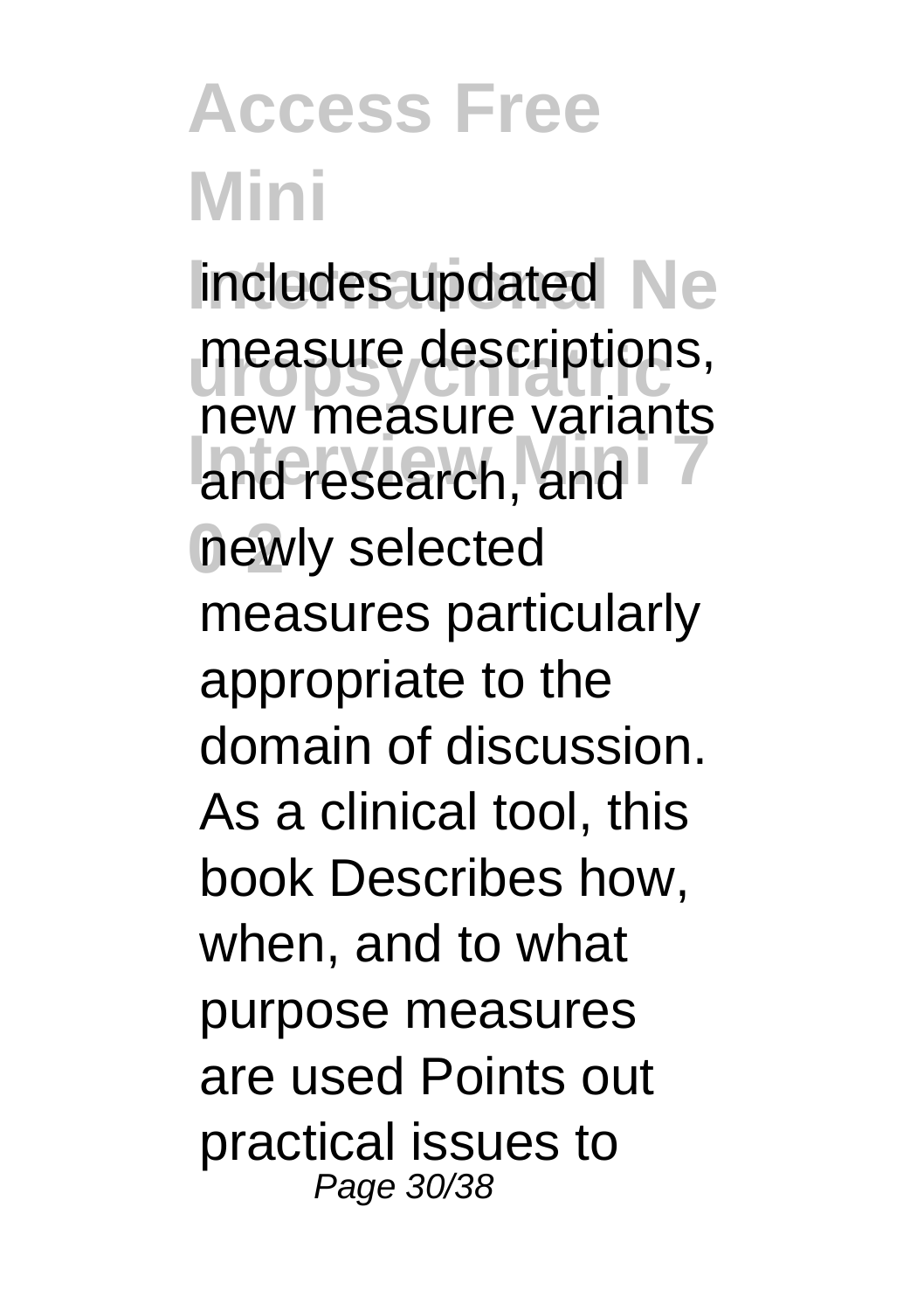includes updated measure descriptions, new measure variants and research, and newly selected measures particularly appropriate to the domain of discussion. As a clinical tool, this book Describes how, when, and to what purpose measures are used Points out practical issues to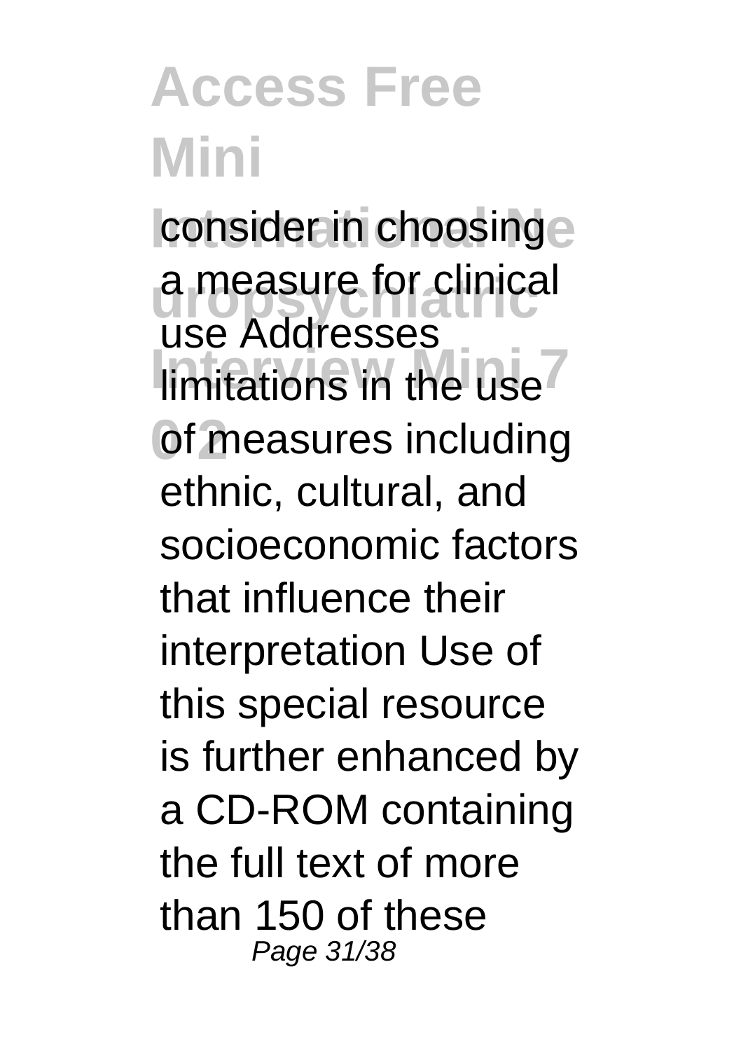consider in choosing a measure for clinical use Addresses limitations in the use of measures including ethnic, cultural, and socioeconomic factors that influence their interpretation Use of this special resource is further enhanced by a CD-ROM containing the full text of more than 150 of these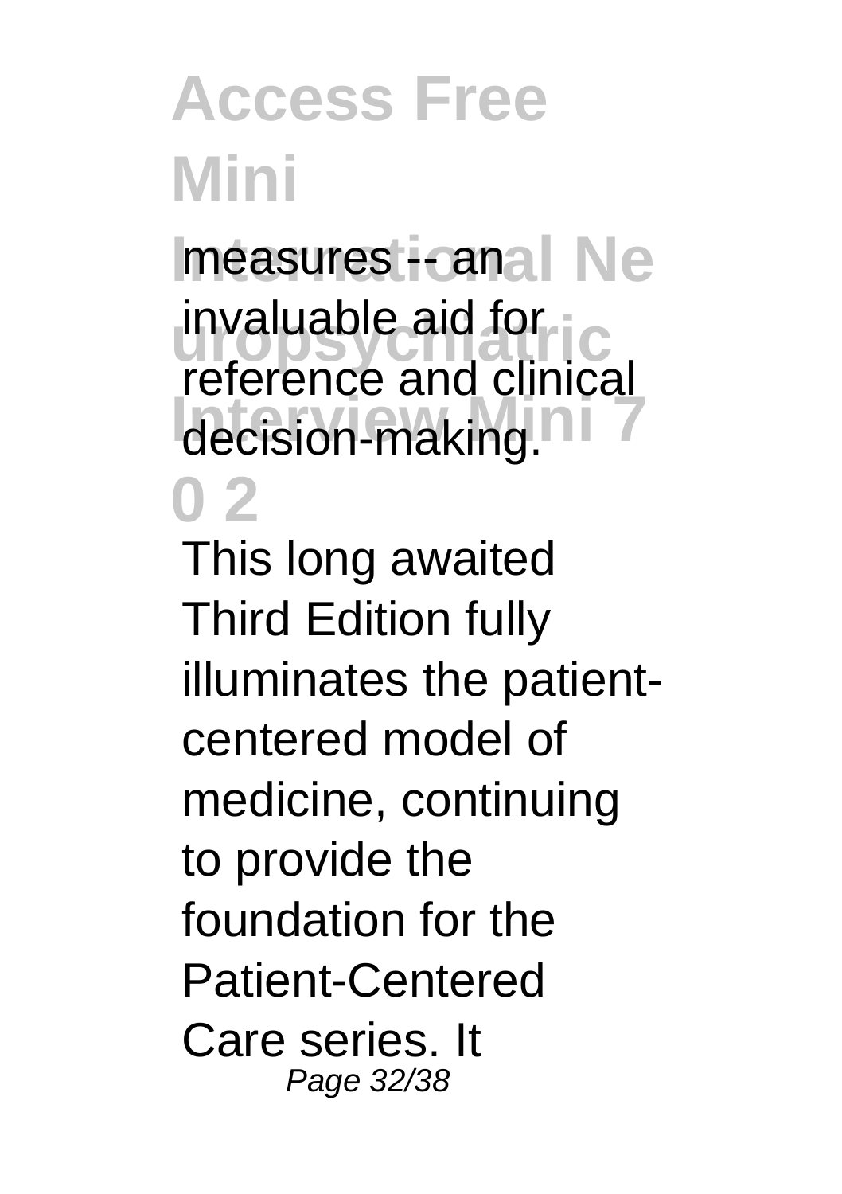measures -- an invaluable aid for reference and clinical decision-making.

This long awaited Third Edition fully illuminates the patient-centered model of medicine, continuing to provide the foundation for the Patient-Centered Care series. It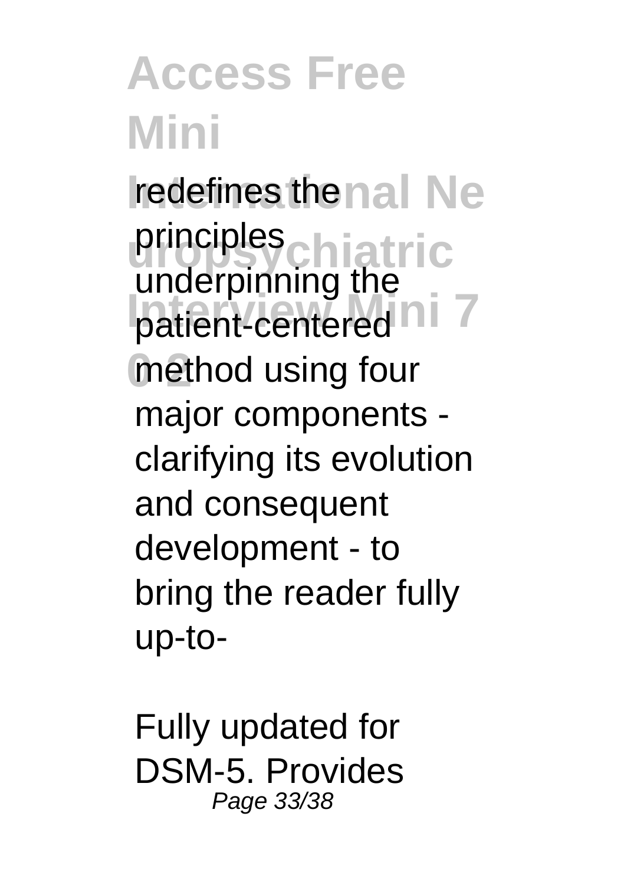redefines the principles underpinning the patient-centered method using four major components - clarifying its evolution and consequent development - to bring the reader fully up-to-

Fully updated for DSM-5. Provides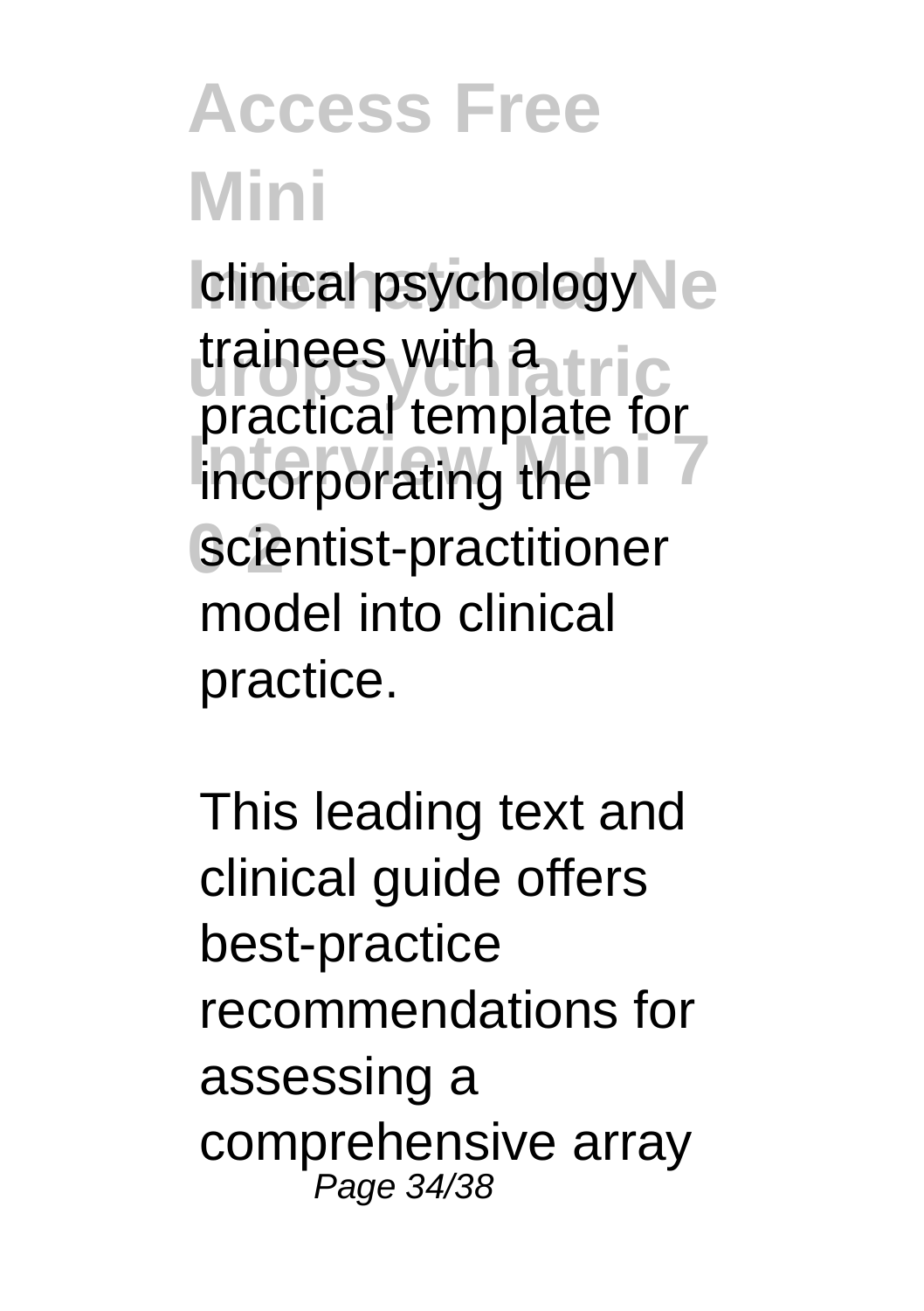clinical psychology trainees with a practical template for incorporating the scientist-practitioner model into clinical practice.

This leading text and clinical guide offers best-practice recommendations for assessing a comprehensive array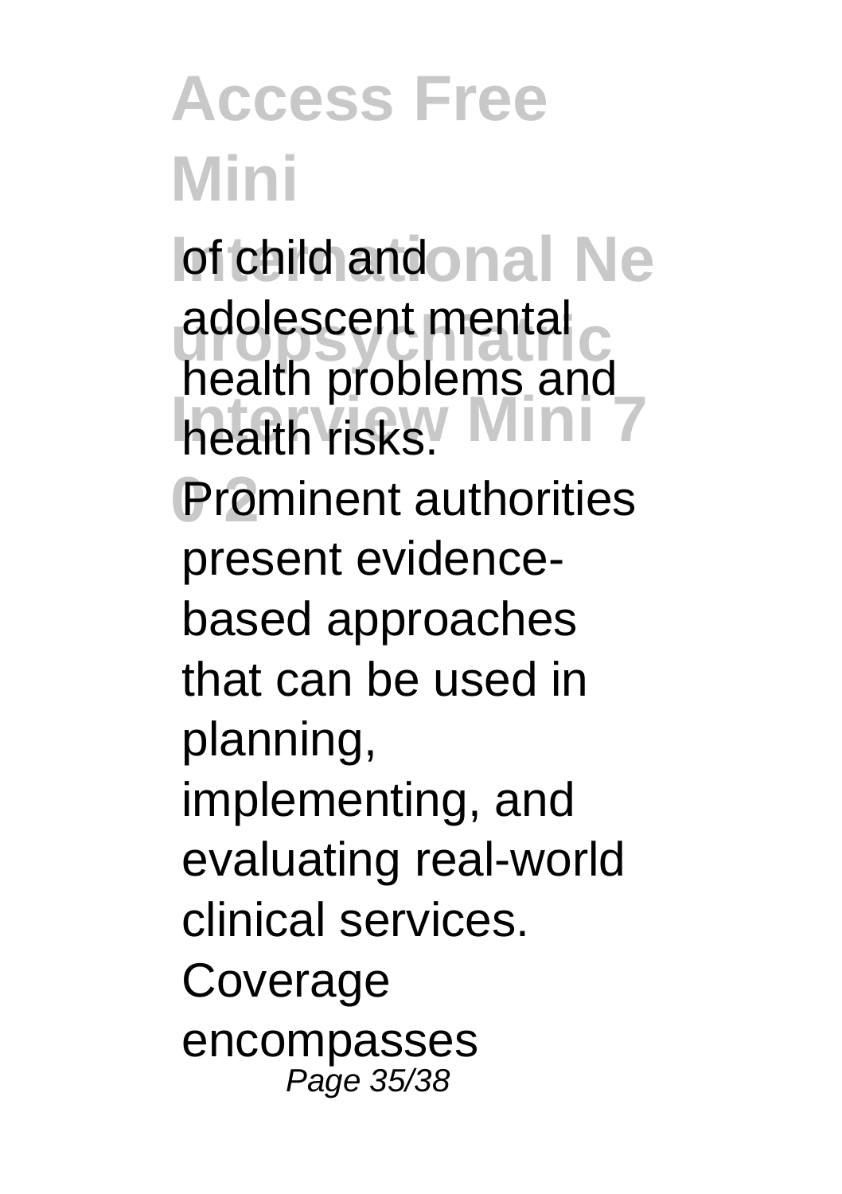of child and adolescent mental health problems and health risks.

Prominent authorities present evidence-based approaches that can be used in planning, implementing, and evaluating real-world clinical services. Coverage encompasses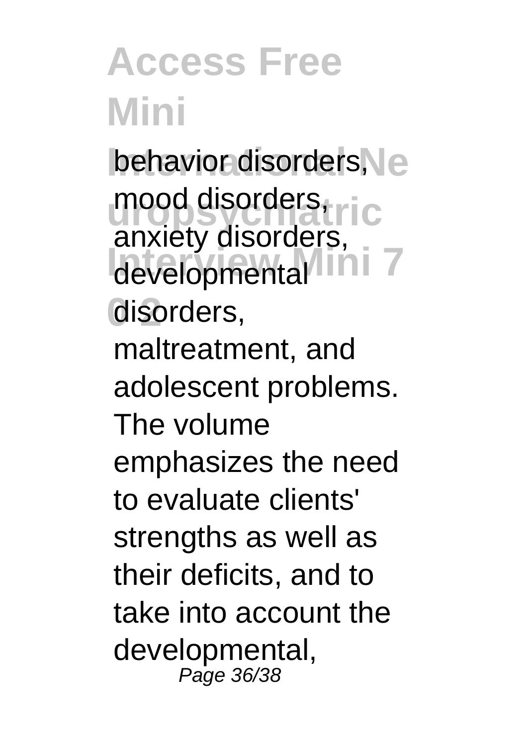behavior disorders, mood disorders, anxiety disorders, developmental disorders, maltreatment, and adolescent problems. The volume emphasizes the need to evaluate clients' strengths as well as their deficits, and to take into account the developmental,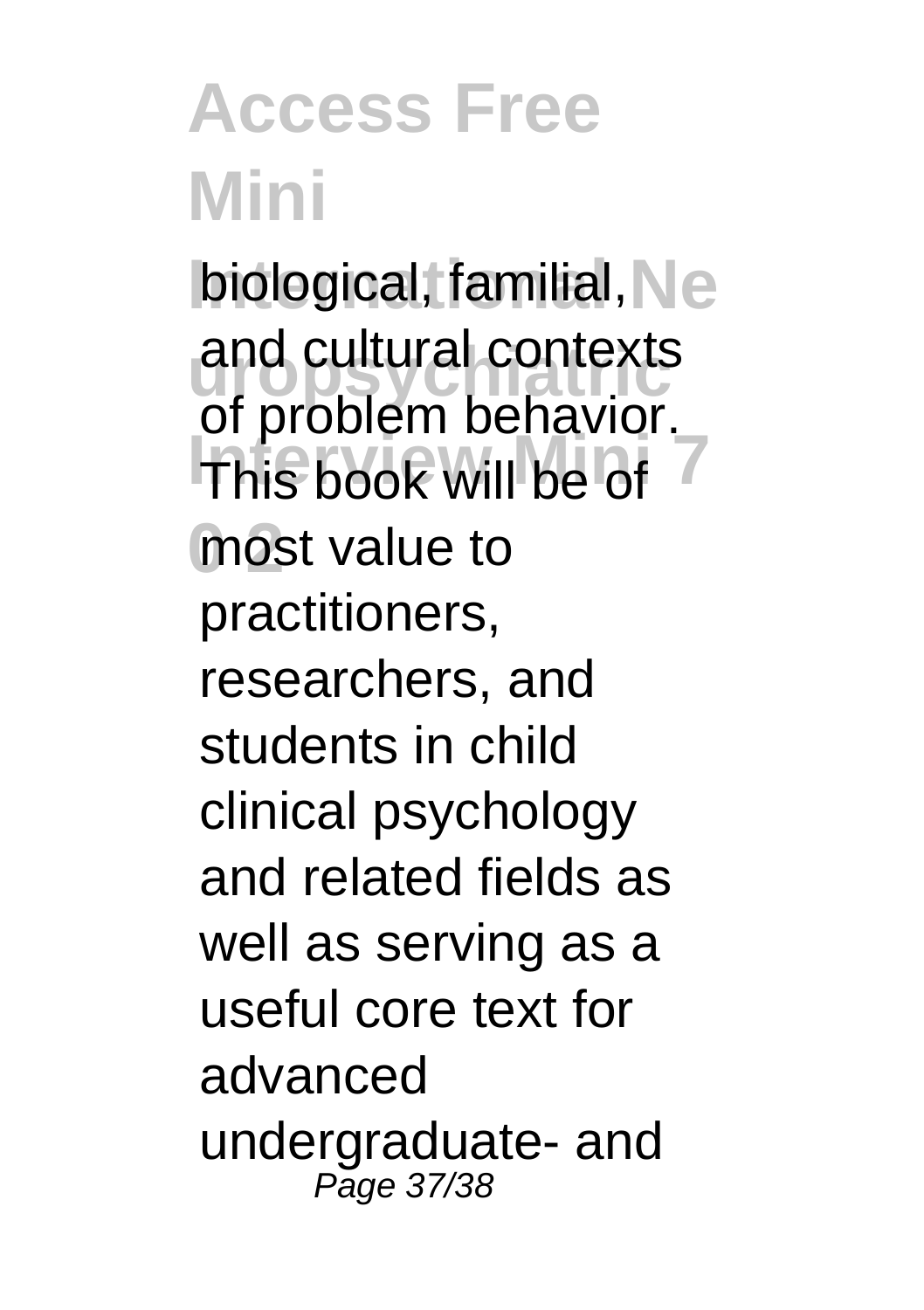biological, familial, and cultural contexts of problem behavior. This book will be of most value to practitioners, researchers, and students in child clinical psychology and related fields as well as serving as a useful core text for advanced undergraduate- and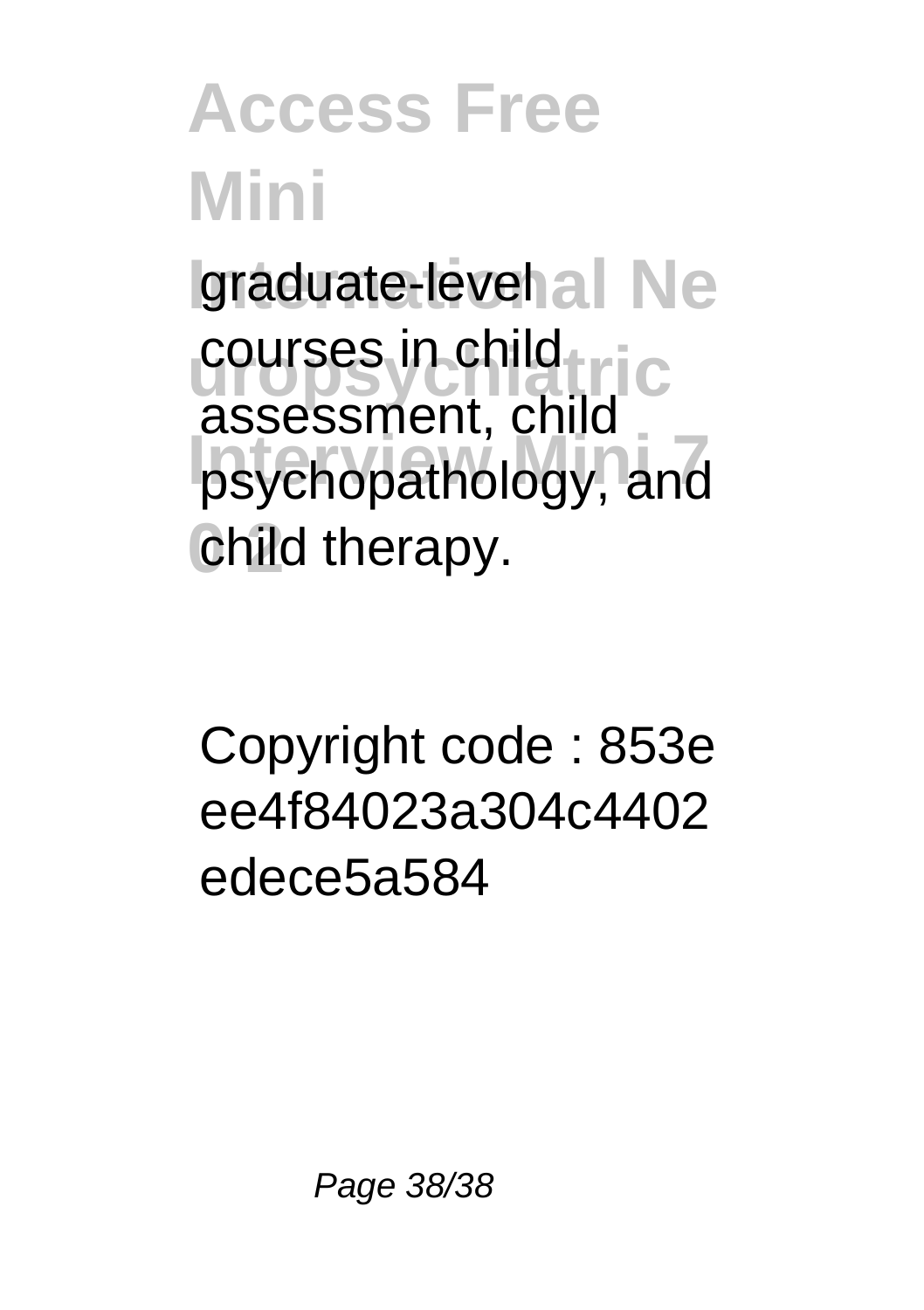graduate-level courses in child assessment, child psychopathology, and child therapy.

Copyright code : 853eee4f84023a304c4402edece5a584